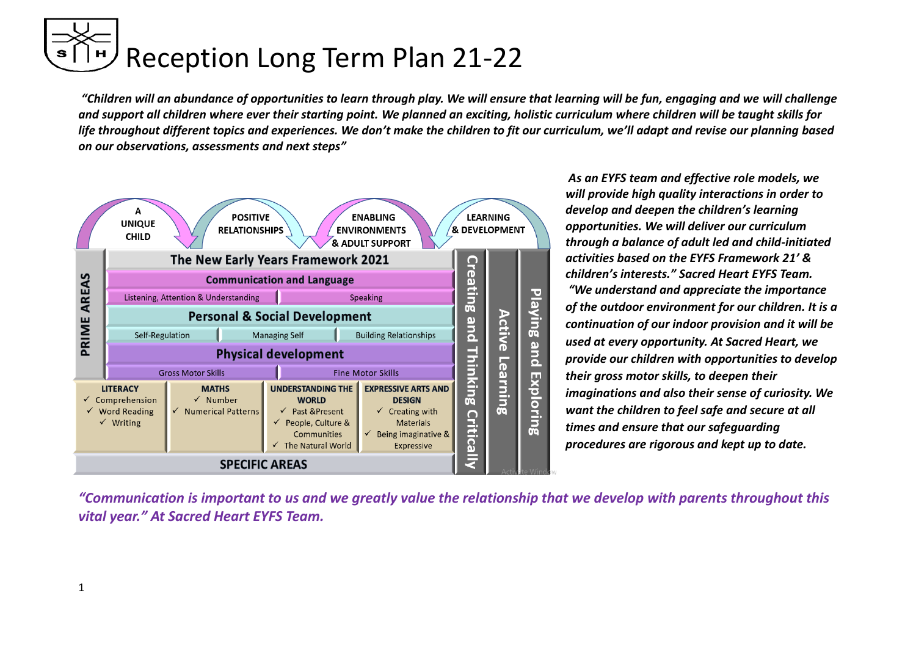# Reception Long Term Plan 21-22

***"Children will an abundance of opportunities to learn through play. We will ensure that learning will be fun, engaging and we will challenge and support all children where ever their starting point. We planned an exciting, holistic curriculum where children will be taught skills for life throughout different topics and experiences. We don't make the children to fit our curriculum, we'll adapt and revise our planning based on our observations, assessments and next steps"***

A UNIQUE CHILD — POSITIVE RELATIONSHIPS — ENABLING ENVIRONMENTS & ADULT SUPPORT — LEARNING & DEVELOPMENT

**The New Early Years Framework 2021**

**PRIME AREAS**

- **Communication and Language**
  - Listening, Attention & Understanding
  - Speaking
- **Personal & Social Development**
  - Self-Regulation
  - Managing Self
  - Building Relationships
- **Physical development**
  - Gross Motor Skills
  - Fine Motor Skills

**SPECIFIC AREAS**

| LITERACY | MATHS | UNDERSTANDING THE WORLD | EXPRESSIVE ARTS AND DESIGN |
|---|---|---|---|
| ✓ Comprehension<br>✓ Word Reading<br>✓ Writing | ✓ Number<br>✓ Numerical Patterns | ✓ Past &Present<br>✓ People, Culture & Communities<br>✓ The Natural World | ✓ Creating with Materials<br>✓ Being imaginative & Expressive |

**Creating and Thinking Critically** | **Active Learning** | **Playing and Exploring**

***As an EYFS team and effective role models, we will provide high quality interactions in order to develop and deepen the children's learning opportunities. We will deliver our curriculum through a balance of adult led and child-initiated activities based on the EYFS Framework 21' & children's interests." Sacred Heart EYFS Team.***

***"We understand and appreciate the importance of the outdoor environment for our children. It is a continuation of our indoor provision and it will be used at every opportunity. At Sacred Heart, we provide our children with opportunities to develop their gross motor skills, to deepen their imaginations and also their sense of curiosity. We want the children to feel safe and secure at all times and ensure that our safeguarding procedures are rigorous and kept up to date.***

***"Communication is important to us and we greatly value the relationship that we develop with parents throughout this vital year." At Sacred Heart EYFS Team.***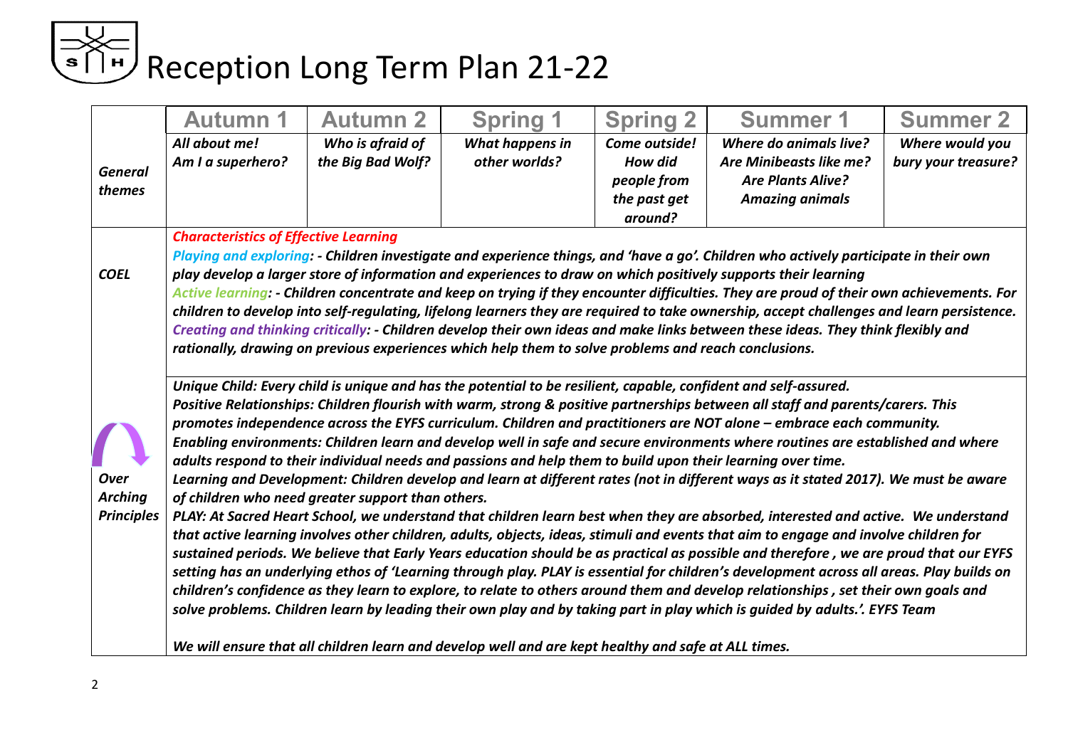# Reception Long Term Plan 21-22

| | Autumn 1 | Autumn 2 | Spring 1 | Spring 2 | Summer 1 | Summer 2 |
|---|---|---|---|---|---|---|
| *General themes* | *All about me! Am I a superhero?* | *Who is afraid of the Big Bad Wolf?* | *What happens in other worlds?* | *Come outside! How did people from the past get around?* | *Where do animals live? Are Minibeasts like me? Are Plants Alive? Amazing animals* | *Where would you bury your treasure?* |
| *COEL* | ***Characteristics of Effective Learning*** <br> ***Playing and exploring: - Children investigate and experience things, and 'have a go'. Children who actively participate in their own play develop a larger store of information and experiences to draw on which positively supports their learning*** <br> ***Active learning: - Children concentrate and keep on trying if they encounter difficulties. They are proud of their own achievements. For children to develop into self-regulating, lifelong learners they are required to take ownership, accept challenges and learn persistence.*** <br> ***Creating and thinking critically: - Children develop their own ideas and make links between these ideas. They think flexibly and rationally, drawing on previous experiences which help them to solve problems and reach conclusions.*** | | | | | |
| *Over Arching Principles* | ***Unique Child: Every child is unique and has the potential to be resilient, capable, confident and self-assured.*** <br> ***Positive Relationships: Children flourish with warm, strong & positive partnerships between all staff and parents/carers. This promotes independence across the EYFS curriculum. Children and practitioners are NOT alone – embrace each community.*** <br> ***Enabling environments: Children learn and develop well in safe and secure environments where routines are established and where adults respond to their individual needs and passions and help them to build upon their learning over time.*** <br> ***Learning and Development: Children develop and learn at different rates (not in different ways as it stated 2017). We must be aware of children who need greater support than others.*** <br> ***PLAY: At Sacred Heart School, we understand that children learn best when they are absorbed, interested and active. We understand that active learning involves other children, adults, objects, ideas, stimuli and events that aim to engage and involve children for sustained periods. We believe that Early Years education should be as practical as possible and therefore , we are proud that our EYFS setting has an underlying ethos of 'Learning through play. PLAY is essential for children's development across all areas. Play builds on children's confidence as they learn to explore, to relate to others around them and develop relationships , set their own goals and solve problems. Children learn by leading their own play and by taking part in play which is guided by adults.'. EYFS Team*** <br> ***We will ensure that all children learn and develop well and are kept healthy and safe at ALL times.*** | | | | | |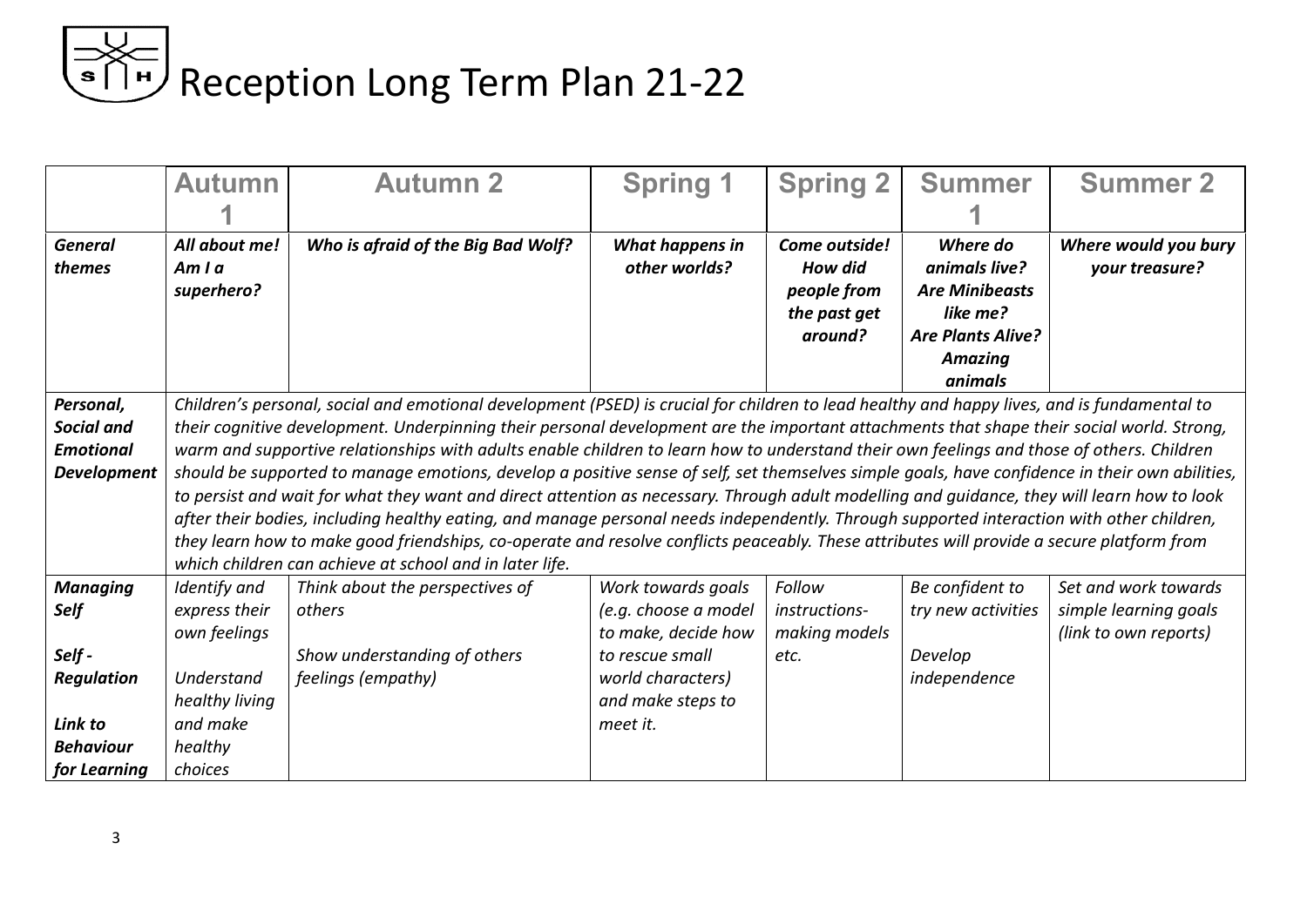# Reception Long Term Plan 21-22

| | Autumn 1 | Autumn 2 | Spring 1 | Spring 2 | Summer 1 | Summer 2 |
|---|---|---|---|---|---|---|
| ***General themes*** | ***All about me! Am I a superhero?*** | ***Who is afraid of the Big Bad Wolf?*** | ***What happens in other worlds?*** | ***Come outside! How did people from the past get around?*** | ***Where do animals live? Are Minibeasts like me? Are Plants Alive? Amazing animals*** | ***Where would you bury your treasure?*** |
| ***Personal, Social and Emotional Development*** | *Children's personal, social and emotional development (PSED) is crucial for children to lead healthy and happy lives, and is fundamental to their cognitive development. Underpinning their personal development are the important attachments that shape their social world. Strong, warm and supportive relationships with adults enable children to learn how to understand their own feelings and those of others. Children should be supported to manage emotions, develop a positive sense of self, set themselves simple goals, have confidence in their own abilities, to persist and wait for what they want and direct attention as necessary. Through adult modelling and guidance, they will learn how to look after their bodies, including healthy eating, and manage personal needs independently. Through supported interaction with other children, they learn how to make good friendships, co-operate and resolve conflicts peaceably. These attributes will provide a secure platform from which children can achieve at school and in later life.* | | | | | |
| ***Managing Self*** <br><br> ***Self - Regulation*** <br><br> ***Link to Behaviour for Learning*** | *Identify and express their own feelings* <br><br> *Understand healthy living and make healthy choices* | *Think about the perspectives of others* <br><br> *Show understanding of others feelings (empathy)* | *Work towards goals (e.g. choose a model to make, decide how to rescue small world characters) and make steps to meet it.* | *Follow instructions- making models etc.* | *Be confident to try new activities* <br><br> *Develop independence* | *Set and work towards simple learning goals (link to own reports)* |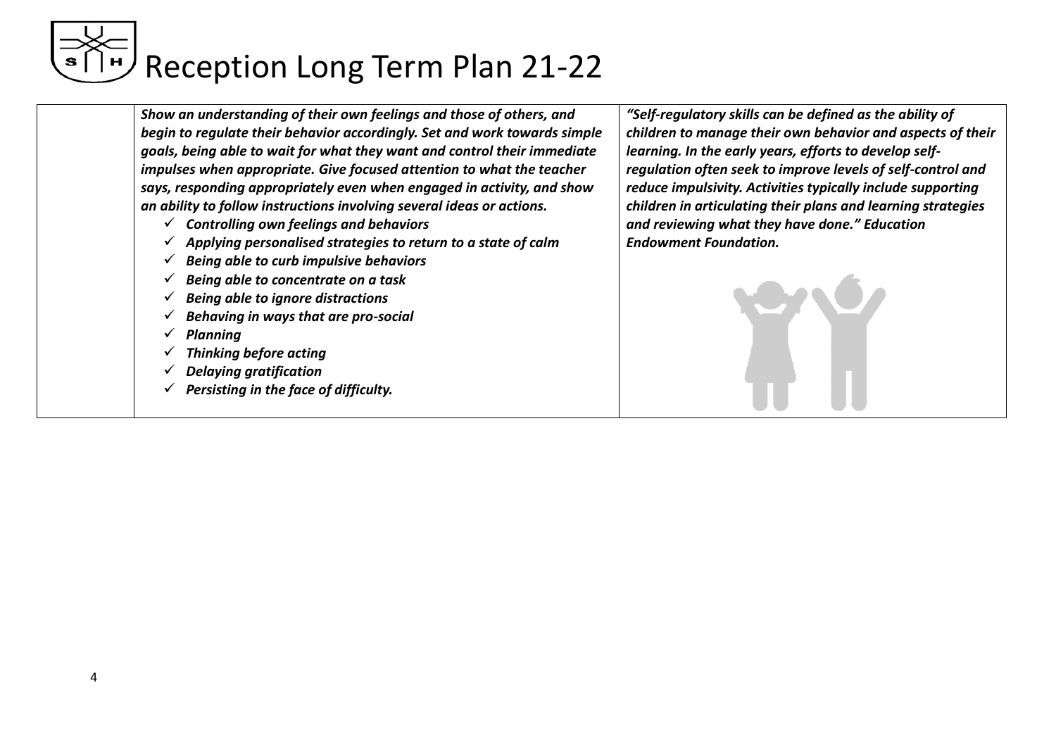| | | |
|---|---|---|
| | ***Show an understanding of their own feelings and those of others, and begin to regulate their behavior accordingly. Set and work towards simple goals, being able to wait for what they want and control their immediate impulses when appropriate. Give focused attention to what the teacher says, responding appropriately even when engaged in activity, and show an ability to follow instructions involving several ideas or actions.***<br>✓ ***Controlling own feelings and behaviors***<br>✓ ***Applying personalised strategies to return to a state of calm***<br>✓ ***Being able to curb impulsive behaviors***<br>✓ ***Being able to concentrate on a task***<br>✓ ***Being able to ignore distractions***<br>✓ ***Behaving in ways that are pro-social***<br>✓ ***Planning***<br>✓ ***Thinking before acting***<br>✓ ***Delaying gratification***<br>✓ ***Persisting in the face of difficulty.*** | ***"Self-regulatory skills can be defined as the ability of children to manage their own behavior and aspects of their learning. In the early years, efforts to develop self-regulation often seek to improve levels of self-control and reduce impulsivity. Activities typically include supporting children in articulating their plans and learning strategies and reviewing what they have done." Education Endowment Foundation.*** |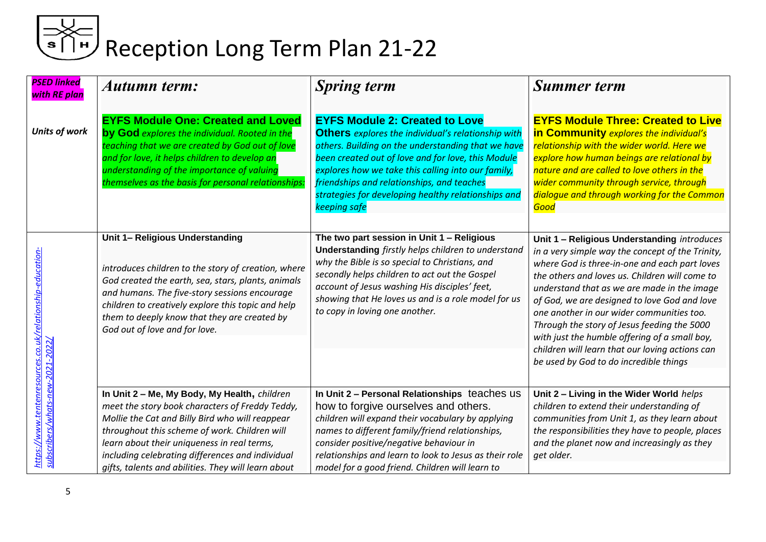# Reception Long Term Plan 21-22

| *PSED linked with RE plan* | *Autumn term:* | *Spring term* | *Summer term* |
| --- | --- | --- | --- |
| *Units of work* | **EYFS Module One: Created and Loved by God** *explores the individual. Rooted in the teaching that we are created by God out of love and for love, it helps children to develop an understanding of the importance of valuing themselves as the basis for personal relationships:* | **EYFS Module 2: Created to Love Others** *explores the individual's relationship with others. Building on the understanding that we have been created out of love and for love, this Module explores how we take this calling into our family, friendships and relationships, and teaches strategies for developing healthy relationships and keeping safe* | **EYFS Module Three: Created to Live in Community** *explores the individual's relationship with the wider world. Here we explore how human beings are relational by nature and are called to love others in the wider community through service, through dialogue and through working for the Common Good* |
| *https://www.tentenresources.co.uk/relationship-education-subscribers/whats-new-2021-2022/* | **Unit 1– Religious Understanding** *introduces children to the story of creation, where God created the earth, sea, stars, plants, animals and humans. The five-story sessions encourage children to creatively explore this topic and help them to deeply know that they are created by God out of love and for love.* | **The two part session in Unit 1 – Religious Understanding** *firstly helps children to understand why the Bible is so special to Christians, and secondly helps children to act out the Gospel account of Jesus washing His disciples' feet, showing that He loves us and is a role model for us to copy in loving one another.* | **Unit 1 – Religious Understanding** *introduces in a very simple way the concept of the Trinity, where God is three-in-one and each part loves the others and loves us. Children will come to understand that as we are made in the image of God, we are designed to love God and love one another in our wider communities too. Through the story of Jesus feeding the 5000 with just the humble offering of a small boy, children will learn that our loving actions can be used by God to do incredible things* |
| | **In Unit 2 – Me, My Body, My Health,** *children meet the story book characters of Freddy Teddy, Mollie the Cat and Billy Bird who will reappear throughout this scheme of work. Children will learn about their uniqueness in real terms, including celebrating differences and individual gifts, talents and abilities. They will learn about* | **In Unit 2 – Personal Relationships** teaches us how to forgive ourselves and others. *children will expand their vocabulary by applying names to different family/friend relationships, consider positive/negative behaviour in relationships and learn to look to Jesus as their role model for a good friend. Children will learn to* | **Unit 2 – Living in the Wider World** *helps children to extend their understanding of communities from Unit 1, as they learn about the responsibilities they have to people, places and the planet now and increasingly as they get older.* |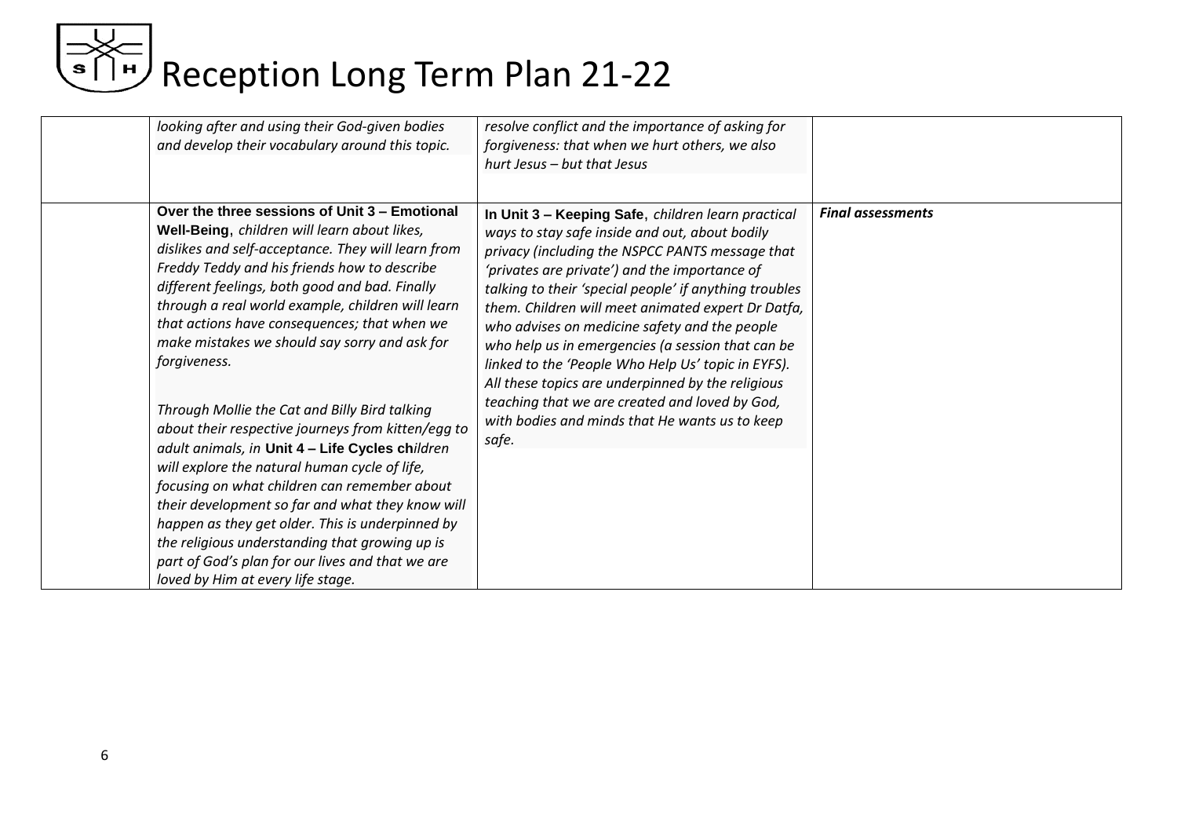# Reception Long Term Plan 21-22

| | | | |
|---|---|---|---|
| | *looking after and using their God-given bodies and develop their vocabulary around this topic.* | *resolve conflict and the importance of asking for forgiveness: that when we hurt others, we also hurt Jesus – but that Jesus* | |
| | **Over the three sessions of Unit 3 – Emotional Well-Being**, *children will learn about likes, dislikes and self-acceptance. They will learn from Freddy Teddy and his friends how to describe different feelings, both good and bad. Finally through a real world example, children will learn that actions have consequences; that when we make mistakes we should say sorry and ask for forgiveness.*<br><br>*Through Mollie the Cat and Billy Bird talking about their respective journeys from kitten/egg to adult animals, in* **Unit 4 – Life Cycles ch***ildren will explore the natural human cycle of life, focusing on what children can remember about their development so far and what they know will happen as they get older. This is underpinned by the religious understanding that growing up is part of God's plan for our lives and that we are loved by Him at every life stage.* | **In Unit 3 – Keeping Safe**, *children learn practical ways to stay safe inside and out, about bodily privacy (including the NSPCC PANTS message that 'privates are private') and the importance of talking to their 'special people' if anything troubles them. Children will meet animated expert Dr Datfa, who advises on medicine safety and the people who help us in emergencies (a session that can be linked to the 'People Who Help Us' topic in EYFS). All these topics are underpinned by the religious teaching that we are created and loved by God, with bodies and minds that He wants us to keep safe.* | ***Final assessments*** |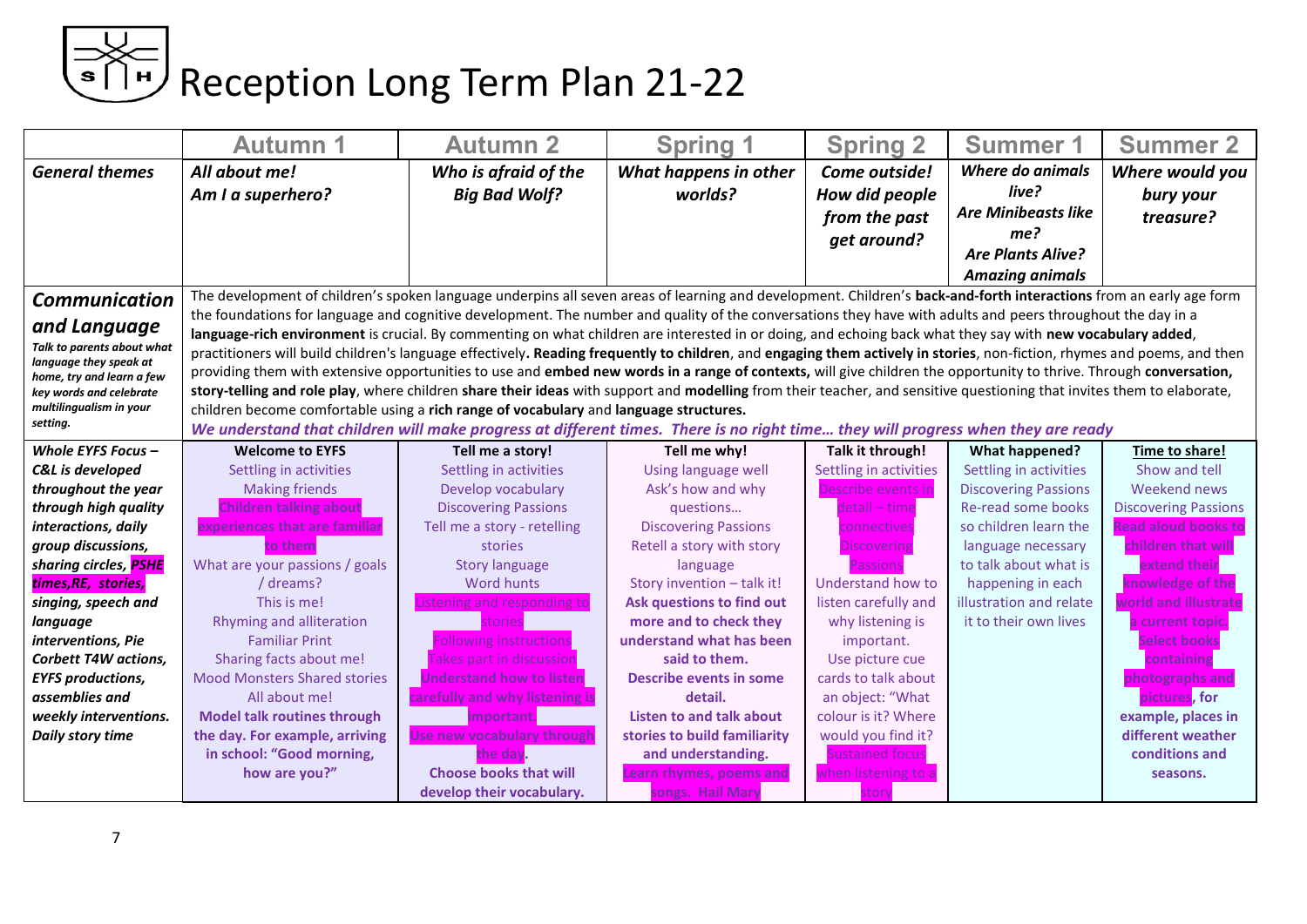# Reception Long Term Plan 21-22

| | Autumn 1 | Autumn 2 | Spring 1 | Spring 2 | Summer 1 | Summer 2 |
|---|---|---|---|---|---|---|
| ***General themes*** | ***All about me! Am I a superhero?*** | ***Who is afraid of the Big Bad Wolf?*** | ***What happens in other worlds?*** | ***Come outside! How did people from the past get around?*** | ***Where do animals live? Are Minibeasts like me? Are Plants Alive? Amazing animals*** | ***Where would you bury your treasure?*** |
| ***Communication and Language*** *Talk to parents about what language they speak at home, try and learn a few key words and celebrate multilingualism in your setting.* | The development of children's spoken language underpins all seven areas of learning and development. Children's **back-and-forth interactions** from an early age form the foundations for language and cognitive development. The number and quality of the conversations they have with adults and peers throughout the day in a **language-rich environment** is crucial. By commenting on what children are interested in or doing, and echoing back what they say with **new vocabulary added**, practitioners will build children's language effectively**. Reading frequently to children**, and **engaging them actively in stories**, non-fiction, rhymes and poems, and then providing them with extensive opportunities to use and **embed new words in a range of contexts**, will give children the opportunity to thrive. Through **conversation, story-telling and role play**, where children **share their ideas** with support and **modelling** from their teacher, and sensitive questioning that invites them to elaborate, children become comfortable using a **rich range of vocabulary** and **language structures.** ***We understand that children will make progress at different times. There is no right time… they will progress when they are ready*** | | | | | |
| ***Whole EYFS Focus – C&L is developed throughout the year through high quality interactions, daily group discussions, sharing circles, PSHE times,RE, stories, singing, speech and language interventions, Pie Corbett T4W actions, EYFS productions, assemblies and weekly interventions. Daily story time*** | **Welcome to EYFS** Settling in activities Making friends Children talking about experiences that are familiar to them What are your passions / goals / dreams? This is me! Rhyming and alliteration Familiar Print Sharing facts about me! Mood Monsters Shared stories All about me! **Model talk routines through the day. For example, arriving in school: "Good morning, how are you?"** | **Tell me a story!** Settling in activities Develop vocabulary Discovering Passions Tell me a story - retelling stories Story language Word hunts Listening and responding to stories Following instructions Takes part in discussion Understand how to listen carefully and why listening is important. Use new vocabulary through the day. **Choose books that will develop their vocabulary.** | **Tell me why!** Using language well Ask's how and why questions… Discovering Passions Retell a story with story language Story invention – talk it! **Ask questions to find out more and to check they understand what has been said to them. Describe events in some detail. Listen to and talk about stories to build familiarity and understanding.** Learn rhymes, poems and songs. Hail Mary | **Talk it through!** Settling in activities Describe events in detail – time connectives Discovering Passions Understand how to listen carefully and why listening is important. Use picture cue cards to talk about an object: "What colour is it? Where would you find it? Sustained focus when listening to a story | **What happened?** Settling in activities Discovering Passions Re-read some books so children learn the language necessary to talk about what is happening in each illustration and relate it to their own lives | **Time to share!** Show and tell Weekend news Discovering Passions Read aloud books to children that will extend their knowledge of the world and illustrate a current topic. Select books containing photographs and pictures, for **example, places in different weather conditions and seasons.** |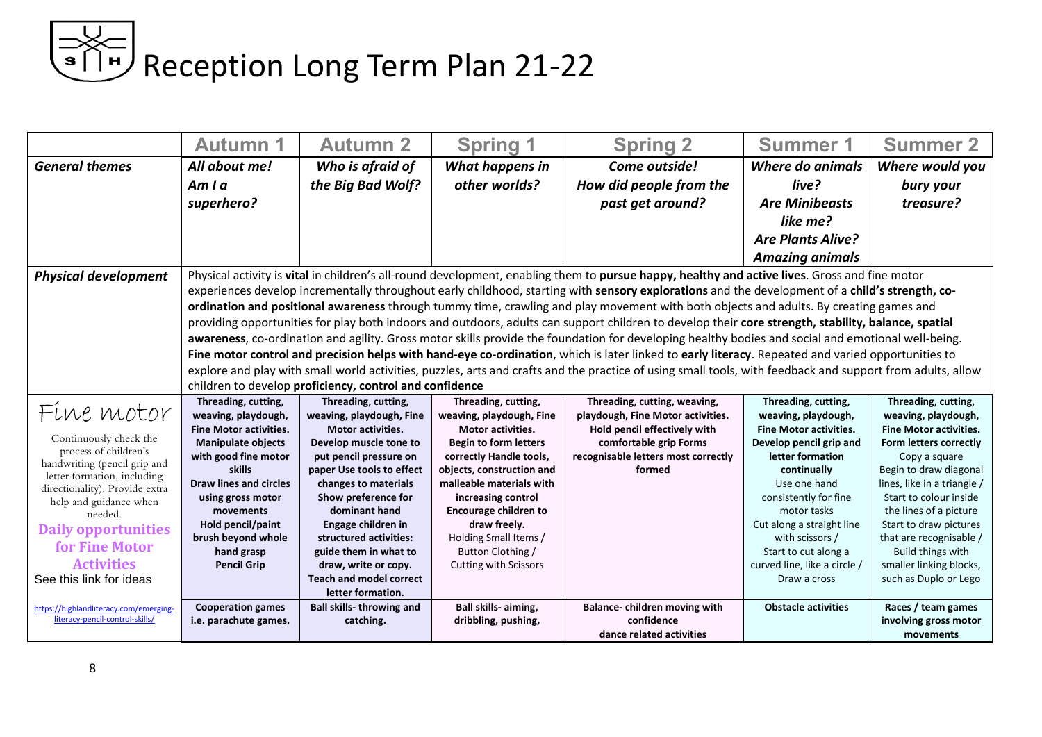# Reception Long Term Plan 21-22

| | Autumn 1 | Autumn 2 | Spring 1 | Spring 2 | Summer 1 | Summer 2 |
|---|---|---|---|---|---|---|
| ***General themes*** | ***All about me! Am I a superhero?*** | ***Who is afraid of the Big Bad Wolf?*** | ***What happens in other worlds?*** | ***Come outside! How did people from the past get around?*** | ***Where do animals live? Are Minibeasts like me? Are Plants Alive? Amazing animals*** | ***Where would you bury your treasure?*** |
| ***Physical development*** | Physical activity is **vital** in children's all-round development, enabling them to **pursue happy, healthy and active lives**. Gross and fine motor experiences develop incrementally throughout early childhood, starting with **sensory explorations** and the development of a **child's strength, co-ordination and positional awareness** through tummy time, crawling and play movement with both objects and adults. By creating games and providing opportunities for play both indoors and outdoors, adults can support children to develop their **core strength, stability, balance, spatial awareness**, co-ordination and agility. Gross motor skills provide the foundation for developing healthy bodies and social and emotional well-being. **Fine motor control and precision helps with hand-eye co-ordination**, which is later linked to **early literacy**. Repeated and varied opportunities to explore and play with small world activities, puzzles, arts and crafts and the practice of using small tools, with feedback and support from adults, allow children to develop **proficiency, control and confidence** | | | | | |
| Fine motor<br><br>Continuously check the process of children's handwriting (pencil grip and letter formation, including directionality). Provide extra help and guidance when needed.<br><br>**Daily opportunities for Fine Motor Activities**<br>See this link for ideas<br><br>https://highlandliteracy.com/emerging-literacy-pencil-control-skills/ | **Threading, cutting, weaving, playdough, Fine Motor activities. Manipulate objects with good fine motor skills Draw lines and circles using gross motor movements Hold pencil/paint brush beyond whole hand grasp Pencil Grip** | **Threading, cutting, weaving, playdough, Fine Motor activities. Develop muscle tone to put pencil pressure on paper Use tools to effect changes to materials Show preference for dominant hand Engage children in structured activities: guide them in what to draw, write or copy. Teach and model correct letter formation.** | **Threading, cutting, weaving, playdough, Fine Motor activities. Begin to form letters correctly Handle tools, objects, construction and malleable materials with increasing control Encourage children to draw freely.** Holding Small Items / Button Clothing / Cutting with Scissors | **Threading, cutting, weaving, playdough, Fine Motor activities. Hold pencil effectively with comfortable grip Forms recognisable letters most correctly formed** | **Threading, cutting, weaving, playdough, Fine Motor activities. Develop pencil grip and letter formation continually** Use one hand consistently for fine motor tasks Cut along a straight line with scissors / Start to cut along a curved line, like a circle / Draw a cross | **Threading, cutting, weaving, playdough, Fine Motor activities. Form letters correctly** Copy a square Begin to draw diagonal lines, like in a triangle / Start to colour inside the lines of a picture Start to draw pictures that are recognisable / Build things with smaller linking blocks, such as Duplo or Lego |
| | **Cooperation games i.e. parachute games.** | **Ball skills- throwing and catching.** | **Ball skills- aiming, dribbling, pushing,** | **Balance- children moving with confidence dance related activities** | **Obstacle activities** | **Races / team games involving gross motor movements** |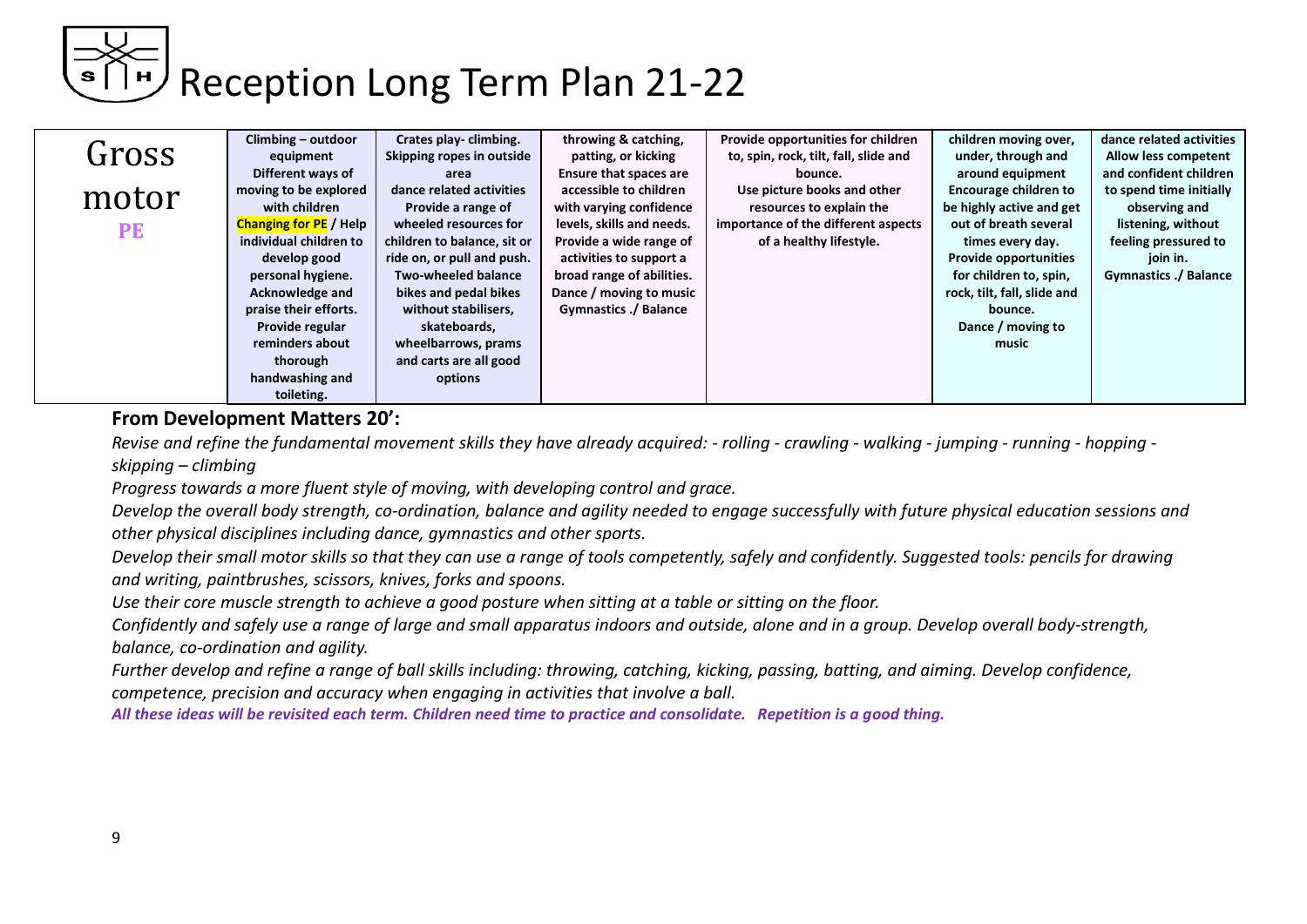# Reception Long Term Plan 21-22

| Gross motor PE | Climbing – outdoor equipment Different ways of moving to be explored with children Changing for PE / Help individual children to develop good personal hygiene. Acknowledge and praise their efforts. Provide regular reminders about thorough handwashing and toileting. | Crates play- climbing. Skipping ropes in outside area dance related activities Provide a range of wheeled resources for children to balance, sit or ride on, or pull and push. Two-wheeled balance bikes and pedal bikes without stabilisers, skateboards, wheelbarrows, prams and carts are all good options | throwing & catching, patting, or kicking Ensure that spaces are accessible to children with varying confidence levels, skills and needs. Provide a wide range of activities to support a broad range of abilities. Dance / moving to music Gymnastics ./ Balance | Provide opportunities for children to, spin, rock, tilt, fall, slide and bounce. Use picture books and other resources to explain the importance of the different aspects of a healthy lifestyle. | children moving over, under, through and around equipment Encourage children to be highly active and get out of breath several times every day. Provide opportunities for children to, spin, rock, tilt, fall, slide and bounce. Dance / moving to music | dance related activities Allow less competent and confident children to spend time initially observing and listening, without feeling pressured to join in. Gymnastics ./ Balance |
|---|---|---|---|---|---|---|

**From Development Matters 20':**

*Revise and refine the fundamental movement skills they have already acquired: - rolling - crawling - walking - jumping - running - hopping - skipping – climbing*

*Progress towards a more fluent style of moving, with developing control and grace.*

*Develop the overall body strength, co-ordination, balance and agility needed to engage successfully with future physical education sessions and other physical disciplines including dance, gymnastics and other sports.*

*Develop their small motor skills so that they can use a range of tools competently, safely and confidently. Suggested tools: pencils for drawing and writing, paintbrushes, scissors, knives, forks and spoons.*

*Use their core muscle strength to achieve a good posture when sitting at a table or sitting on the floor.*

*Confidently and safely use a range of large and small apparatus indoors and outside, alone and in a group. Develop overall body-strength, balance, co-ordination and agility.*

*Further develop and refine a range of ball skills including: throwing, catching, kicking, passing, batting, and aiming. Develop confidence, competence, precision and accuracy when engaging in activities that involve a ball.*

***All these ideas will be revisited each term. Children need time to practice and consolidate. Repetition is a good thing.***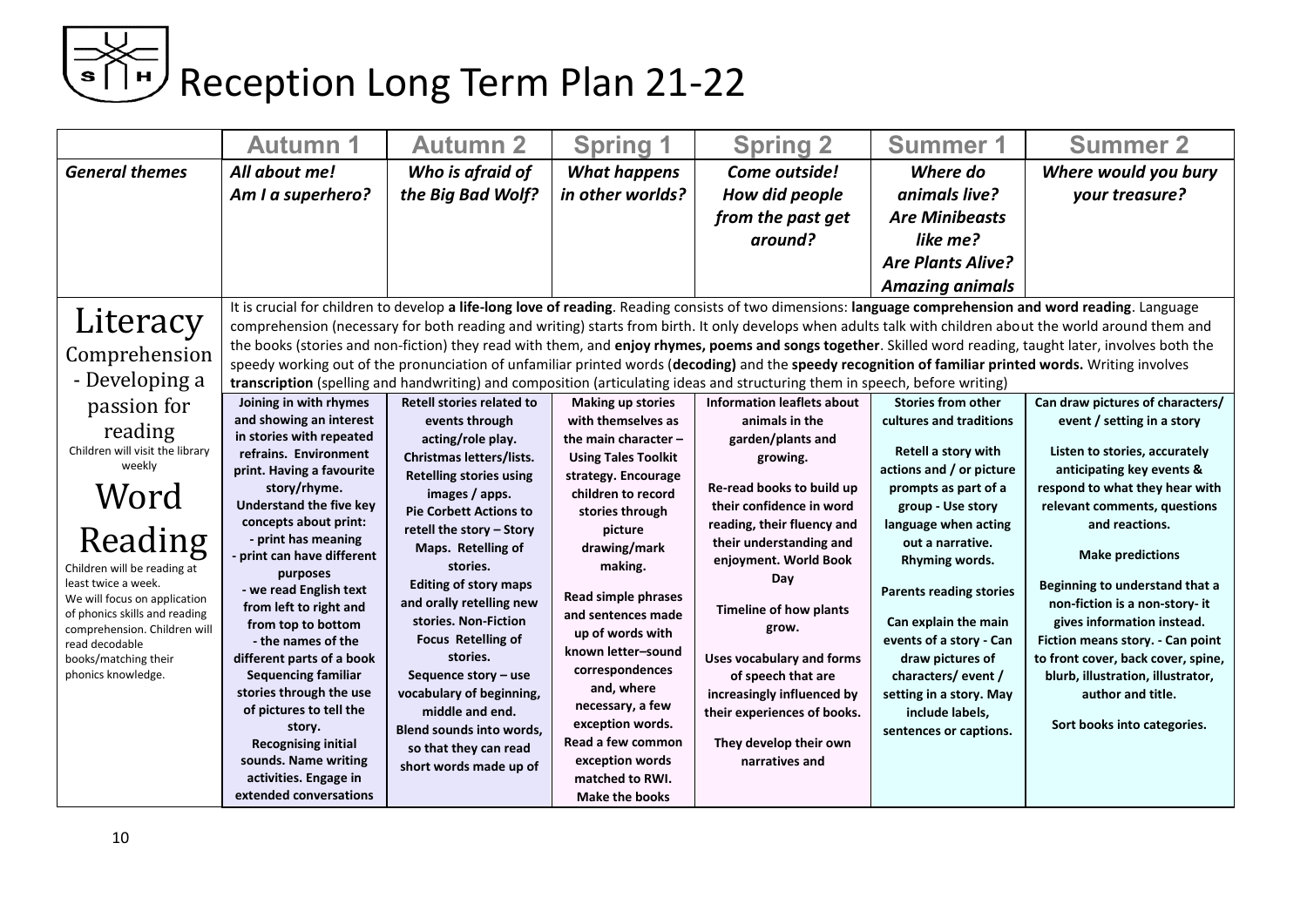# Reception Long Term Plan 21-22

| | Autumn 1 | Autumn 2 | Spring 1 | Spring 2 | Summer 1 | Summer 2 |
|---|---|---|---|---|---|---|
| ***General themes*** | ***All about me! Am I a superhero?*** | ***Who is afraid of the Big Bad Wolf?*** | ***What happens in other worlds?*** | ***Come outside! How did people from the past get around?*** | ***Where do animals live? Are Minibeasts like me? Are Plants Alive? Amazing animals*** | ***Where would you bury your treasure?*** |
| Literacy Comprehension - Developing a passion for reading<br>Children will visit the library weekly<br>Word Reading<br>Children will be reading at least twice a week. We will focus on application of phonics skills and reading comprehension. Children will read decodable books/matching their phonics knowledge. | It is crucial for children to develop **a life-long love of reading**. Reading consists of two dimensions: **language comprehension and word reading**. Language comprehension (necessary for both reading and writing) starts from birth. It only develops when adults talk with children about the world around them and the books (stories and non-fiction) they read with them, and **enjoy rhymes, poems and songs together**. Skilled word reading, taught later, involves both the speedy working out of the pronunciation of unfamiliar printed words (**decoding**) and the **speedy recognition of familiar printed words.** Writing involves **transcription** (spelling and handwriting) and composition (articulating ideas and structuring them in speech, before writing) | | | | | |
| | **Joining in with rhymes and showing an interest in stories with repeated refrains. Environment print. Having a favourite story/rhyme. Understand the five key concepts about print: - print has meaning - print can have different purposes - we read English text from left to right and from top to bottom - the names of the different parts of a book Sequencing familiar stories through the use of pictures to tell the story. Recognising initial sounds. Name writing activities. Engage in extended conversations** | **Retell stories related to events through acting/role play. Christmas letters/lists. Retelling stories using images / apps. Pie Corbett Actions to retell the story – Story Maps. Retelling of stories. Editing of story maps and orally retelling new stories. Non-Fiction Focus Retelling of stories. Sequence story – use vocabulary of beginning, middle and end. Blend sounds into words, so that they can read short words made up of** | **Making up stories with themselves as the main character – Using Tales Toolkit strategy. Encourage children to record stories through picture drawing/mark making.<br><br>Read simple phrases and sentences made up of words with known letter–sound correspondences and, where necessary, a few exception words. Read a few common exception words matched to RWI. Make the books** | **Information leaflets about animals in the garden/plants and growing.<br><br>Re-read books to build up their confidence in word reading, their fluency and their understanding and enjoyment. World Book Day<br><br>Timeline of how plants grow.<br><br>Uses vocabulary and forms of speech that are increasingly influenced by their experiences of books.<br><br>They develop their own narratives and** | **Stories from other cultures and traditions<br><br>Retell a story with actions and / or picture prompts as part of a group - Use story language when acting out a narrative. Rhyming words.<br><br>Parents reading stories<br><br>Can explain the main events of a story - Can draw pictures of characters/ event / setting in a story. May include labels, sentences or captions.** | **Can draw pictures of characters/ event / setting in a story<br><br>Listen to stories, accurately anticipating key events & respond to what they hear with relevant comments, questions and reactions.<br><br>Make predictions<br><br>Beginning to understand that a non-fiction is a non-story- it gives information instead. Fiction means story. - Can point to front cover, back cover, spine, blurb, illustration, illustrator, author and title.<br><br>Sort books into categories.** |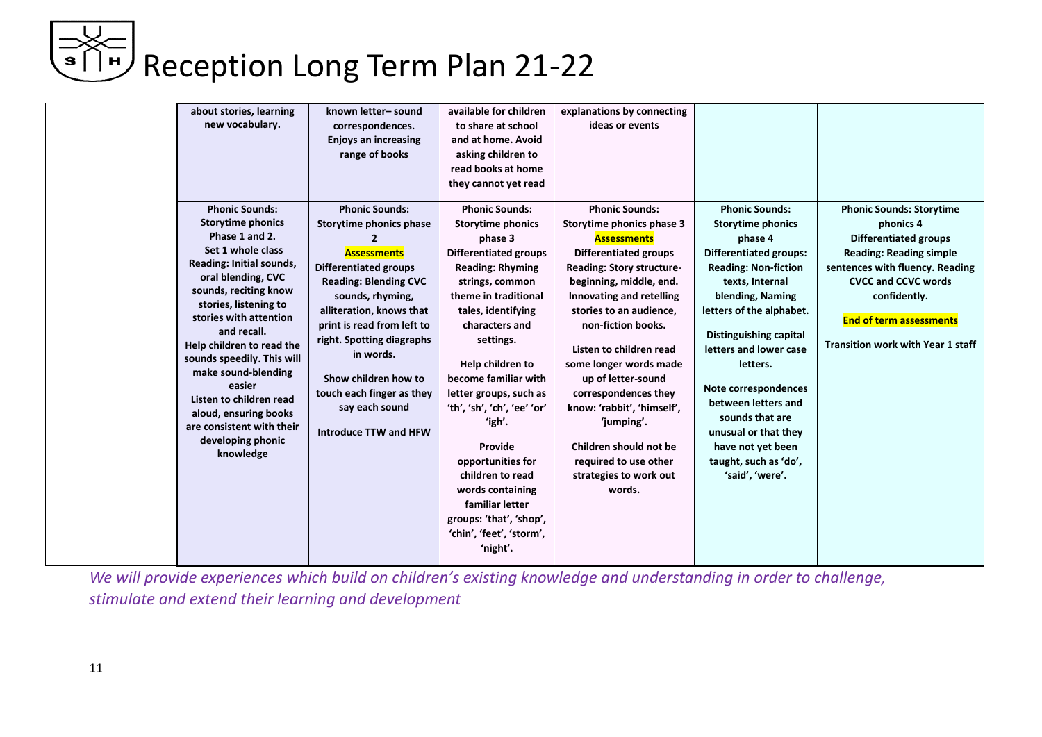# Reception Long Term Plan 21-22

| | | | | | | |
|---|---|---|---|---|---|---|
| | **about stories, learning new vocabulary.** | **known letter– sound correspondences. Enjoys an increasing range of books** | **available for children to share at school and at home. Avoid asking children to read books at home they cannot yet read** | **explanations by connecting ideas or events** | | |
| | **Phonic Sounds: Storytime phonics Phase 1 and 2. Set 1 whole class Reading: Initial sounds, oral blending, CVC sounds, reciting know stories, listening to stories with attention and recall. Help children to read the sounds speedily. This will make sound-blending easier Listen to children read aloud, ensuring books are consistent with their developing phonic knowledge** | **Phonic Sounds: Storytime phonics phase 2 Assessments Differentiated groups Reading: Blending CVC sounds, rhyming, alliteration, knows that print is read from left to right. Spotting diagraphs in words. Show children how to touch each finger as they say each sound Introduce TTW and HFW** | **Phonic Sounds: Storytime phonics phase 3 Differentiated groups Reading: Rhyming strings, common theme in traditional tales, identifying characters and settings. Help children to become familiar with letter groups, such as 'th', 'sh', 'ch', 'ee' 'or' 'igh'. Provide opportunities for children to read words containing familiar letter groups: 'that', 'shop', 'chin', 'feet', 'storm', 'night'.** | **Phonic Sounds: Storytime phonics phase 3 Assessments Differentiated groups Reading: Story structure-beginning, middle, end. Innovating and retelling stories to an audience, non-fiction books. Listen to children read some longer words made up of letter-sound correspondences they know: 'rabbit', 'himself', 'jumping'. Children should not be required to use other strategies to work out words.** | **Phonic Sounds: Storytime phonics phase 4 Differentiated groups: Reading: Non-fiction texts, Internal blending, Naming letters of the alphabet. Distinguishing capital letters and lower case letters. Note correspondences between letters and sounds that are unusual or that they have not yet been taught, such as 'do', 'said', 'were'.** | **Phonic Sounds: Storytime phonics 4 Differentiated groups Reading: Reading simple sentences with fluency. Reading CVCC and CCVC words confidently. End of term assessments Transition work with Year 1 staff** |

*We will provide experiences which build on children's existing knowledge and understanding in order to challenge, stimulate and extend their learning and development*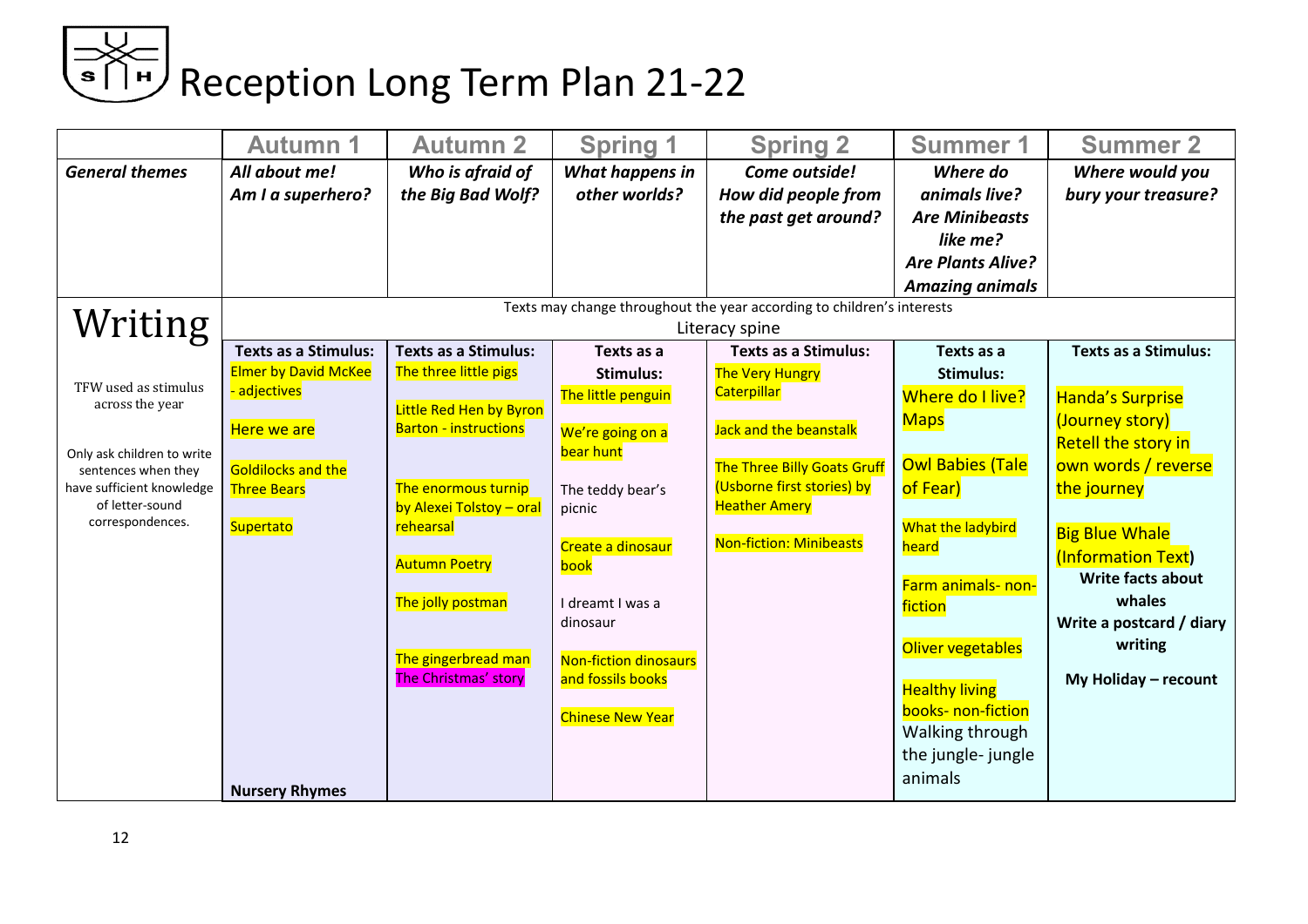# Reception Long Term Plan 21-22

| | Autumn 1 | Autumn 2 | Spring 1 | Spring 2 | Summer 1 | Summer 2 |
|---|---|---|---|---|---|---|
| ***General themes*** | ***All about me! Am I a superhero?*** | ***Who is afraid of the Big Bad Wolf?*** | ***What happens in other worlds?*** | ***Come outside! How did people from the past get around?*** | ***Where do animals live? Are Minibeasts like me? Are Plants Alive? Amazing animals*** | ***Where would you bury your treasure?*** |
| **Writing** | Texts may change throughout the year according to children's interests<br>Literacy spine | | | | | |
| TFW used as stimulus across the year<br><br>Only ask children to write sentences when they have sufficient knowledge of letter-sound correspondences. | **Texts as a Stimulus:**<br>Elmer by David McKee - adjectives<br><br>Here we are<br><br>Goldilocks and the Three Bears<br><br>Supertato<br><br>**Nursery Rhymes** | **Texts as a Stimulus:**<br>The three little pigs<br><br>Little Red Hen by Byron Barton - instructions<br><br>The enormous turnip by Alexei Tolstoy – oral rehearsal<br><br>Autumn Poetry<br><br>The jolly postman<br><br>The gingerbread man<br>The Christmas' story | **Texts as a Stimulus:**<br>The little penguin<br><br>We're going on a bear hunt<br><br>The teddy bear's picnic<br><br>Create a dinosaur book<br><br>I dreamt I was a dinosaur<br><br>Non-fiction dinosaurs and fossils books<br><br>Chinese New Year | **Texts as a Stimulus:**<br>The Very Hungry Caterpillar<br><br>Jack and the beanstalk<br><br>The Three Billy Goats Gruff (Usborne first stories) by Heather Amery<br><br>Non-fiction: Minibeasts | **Texts as a Stimulus:**<br>Where do I live? Maps<br><br>Owl Babies (Tale of Fear)<br><br>What the ladybird heard<br><br>Farm animals- non-fiction<br><br>Oliver vegetables<br><br>Healthy living books- non-fiction<br>Walking through the jungle- jungle animals | **Texts as a Stimulus:**<br><br>Handa's Surprise (Journey story)<br>Retell the story in own words / reverse the journey<br><br>Big Blue Whale (Information Text)<br>**Write facts about whales**<br>**Write a postcard / diary writing**<br><br>**My Holiday – recount** |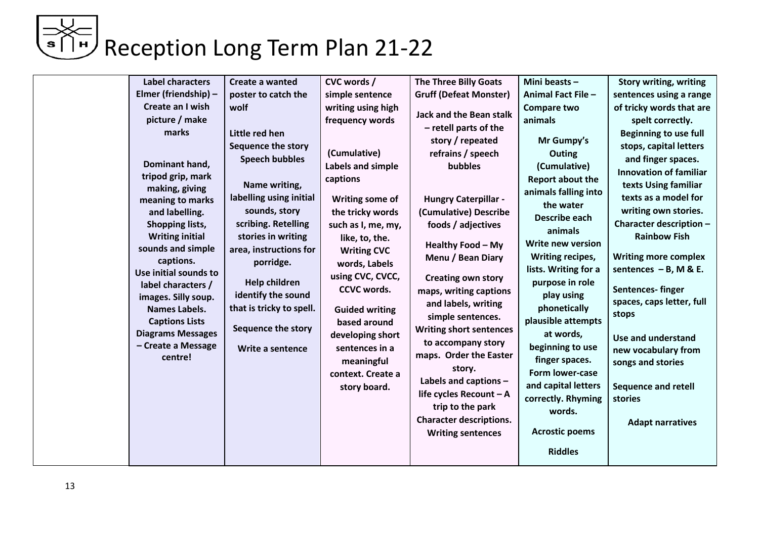# Reception Long Term Plan 21-22

| | | | | | | |
|---|---|---|---|---|---|---|
| | **Label characters Elmer (friendship) – Create an I wish picture / make marks**<br><br>**Dominant hand, tripod grip, mark making, giving meaning to marks and labelling. Shopping lists, Writing initial sounds and simple captions. Use initial sounds to label characters / images. Silly soup. Names Labels. Captions Lists Diagrams Messages – Create a Message centre!** | **Create a wanted poster to catch the wolf**<br><br>**Little red hen Sequence the story Speech bubbles**<br><br>**Name writing, labelling using initial sounds, story scribing. Retelling stories in writing area, instructions for porridge.**<br><br>**Help children identify the sound that is tricky to spell.**<br><br>**Sequence the story**<br><br>**Write a sentence** | **CVC words / simple sentence writing using high frequency words**<br><br>**(Cumulative) Labels and simple captions**<br><br>**Writing some of the tricky words such as I, me, my, like, to, the. Writing CVC words, Labels using CVC, CVCC, CCVC words.**<br><br>**Guided writing based around developing short sentences in a meaningful context. Create a story board.** | **The Three Billy Goats Gruff (Defeat Monster)**<br><br>**Jack and the Bean stalk – retell parts of the story / repeated refrains / speech bubbles**<br><br>**Hungry Caterpillar - (Cumulative) Describe foods / adjectives**<br><br>**Healthy Food – My Menu / Bean Diary**<br><br>**Creating own story maps, writing captions and labels, writing simple sentences. Writing short sentences to accompany story maps. Order the Easter story. Labels and captions – life cycles Recount – A trip to the park Character descriptions. Writing sentences** | **Mini beasts – Animal Fact File – Compare two animals**<br><br>**Mr Gumpy's Outing (Cumulative) Report about the animals falling into the water Describe each animals Write new version Writing recipes, lists. Writing for a purpose in role play using phonetically plausible attempts at words, beginning to use finger spaces. Form lower-case and capital letters correctly. Rhyming words.**<br><br>**Acrostic poems**<br><br>**Riddles** | **Story writing, writing sentences using a range of tricky words that are spelt correctly. Beginning to use full stops, capital letters and finger spaces. Innovation of familiar texts Using familiar texts as a model for writing own stories. Character description – Rainbow Fish**<br><br>**Writing more complex sentences – B, M & E.**<br><br>**Sentences- finger spaces, caps letter, full stops**<br><br>**Use and understand new vocabulary from songs and stories**<br><br>**Sequence and retell stories**<br><br>**Adapt narratives** |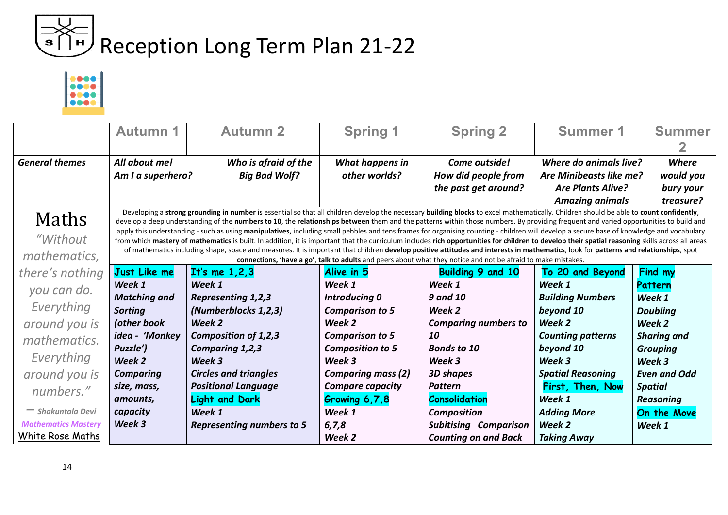# Reception Long Term Plan 21-22

| | Autumn 1 | Autumn 2 | Spring 1 | Spring 2 | Summer 1 | Summer 2 |
|---|---|---|---|---|---|---|
| ***General themes*** | ***All about me! Am I a superhero?*** | ***Who is afraid of the Big Bad Wolf?*** | ***What happens in other worlds?*** | ***Come outside! How did people from the past get around?*** | ***Where do animals live? Are Minibeasts like me? Are Plants Alive? Amazing animals*** | ***Where would you bury your treasure?*** |
| **Maths** *"Without mathematics, there's nothing you can do. Everything around you is mathematics. Everything around you is numbers."* – *Shakuntala Devi* *Mathematics Mastery* White Rose Maths | Developing a **strong grounding in number** is essential so that all children develop the necessary **building blocks** to excel mathematically. Children should be able to **count confidently**, develop a deep understanding of the **numbers to 10**, the **relationships between** them and the patterns within those numbers. By providing frequent and varied opportunities to build and apply this understanding - such as using **manipulatives,** including small pebbles and tens frames for organising counting - children will develop a secure base of knowledge and vocabulary from which **mastery of mathematics** is built. In addition, it is important that the curriculum includes **rich opportunities for children to develop their spatial reasoning** skills across all areas of mathematics including shape, space and measures. It is important that children **develop positive attitudes and interests in mathematics**, look for **patterns and relationships**, spot **connections, 'have a go'**, **talk to adults** and peers about what they notice and not be afraid to make mistakes. | | | | | |
| | **Just Like me** ***Week 1*** ***Matching and Sorting*** ***(other book idea - 'Monkey Puzzle')*** ***Week 2*** ***Comparing size, mass, amounts, capacity*** ***Week 3*** | **It's me 1,2,3** ***Week 1*** ***Representing 1,2,3*** ***(Numberblocks 1,2,3)*** ***Week 2*** ***Composition of 1,2,3*** ***Comparing 1,2,3*** ***Week 3*** ***Circles and triangles*** ***Positional Language*** **Light and Dark** ***Week 1*** ***Representing numbers to 5*** | **Alive in 5** ***Week 1*** ***Introducing 0*** ***Comparison to 5*** ***Week 2*** ***Comparison to 5*** ***Composition to 5*** ***Week 3*** ***Comparing mass (2)*** ***Compare capacity*** **Growing 6,7,8** ***Week 1*** ***6,7,8*** ***Week 2*** | **Building 9 and 10** ***Week 1*** ***9 and 10*** ***Week 2*** ***Comparing numbers to 10*** ***Bonds to 10*** ***Week 3*** ***3D shapes*** ***Pattern*** **Consolidation** ***Composition*** ***Subitising Comparison*** ***Counting on and Back*** | **To 20 and Beyond** ***Week 1*** ***Building Numbers beyond 10*** ***Week 2*** ***Counting patterns beyond 10*** ***Week 3*** ***Spatial Reasoning*** **First, Then, Now** ***Week 1*** ***Adding More*** ***Week 2*** ***Taking Away*** | **Find my Pattern** ***Week 1*** ***Doubling*** ***Week 2*** ***Sharing and Grouping*** ***Week 3*** ***Even and Odd*** ***Spatial Reasoning*** **On the Move** ***Week 1*** |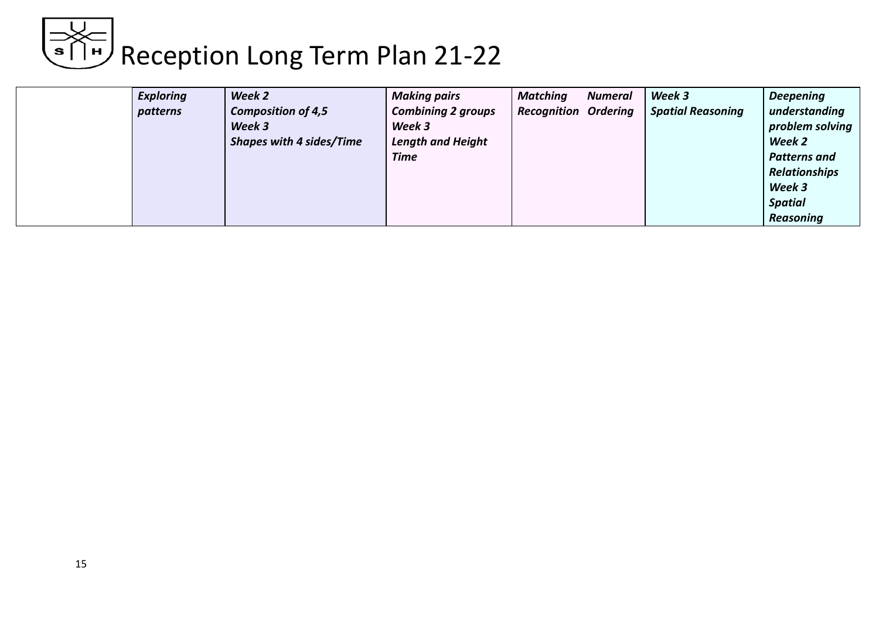# Reception Long Term Plan 21-22

| | | | | | | |
|---|---|---|---|---|---|---|
| | ***Exploring patterns*** | ***Week 2*** ***Composition of 4,5*** ***Week 3*** ***Shapes with 4 sides/Time*** | ***Making pairs*** ***Combining 2 groups*** ***Week 3*** ***Length and Height*** ***Time*** | ***Matching Numeral Recognition Ordering*** | ***Week 3*** ***Spatial Reasoning*** | ***Deepening understanding problem solving*** ***Week 2*** ***Patterns and Relationships*** ***Week 3*** ***Spatial Reasoning*** |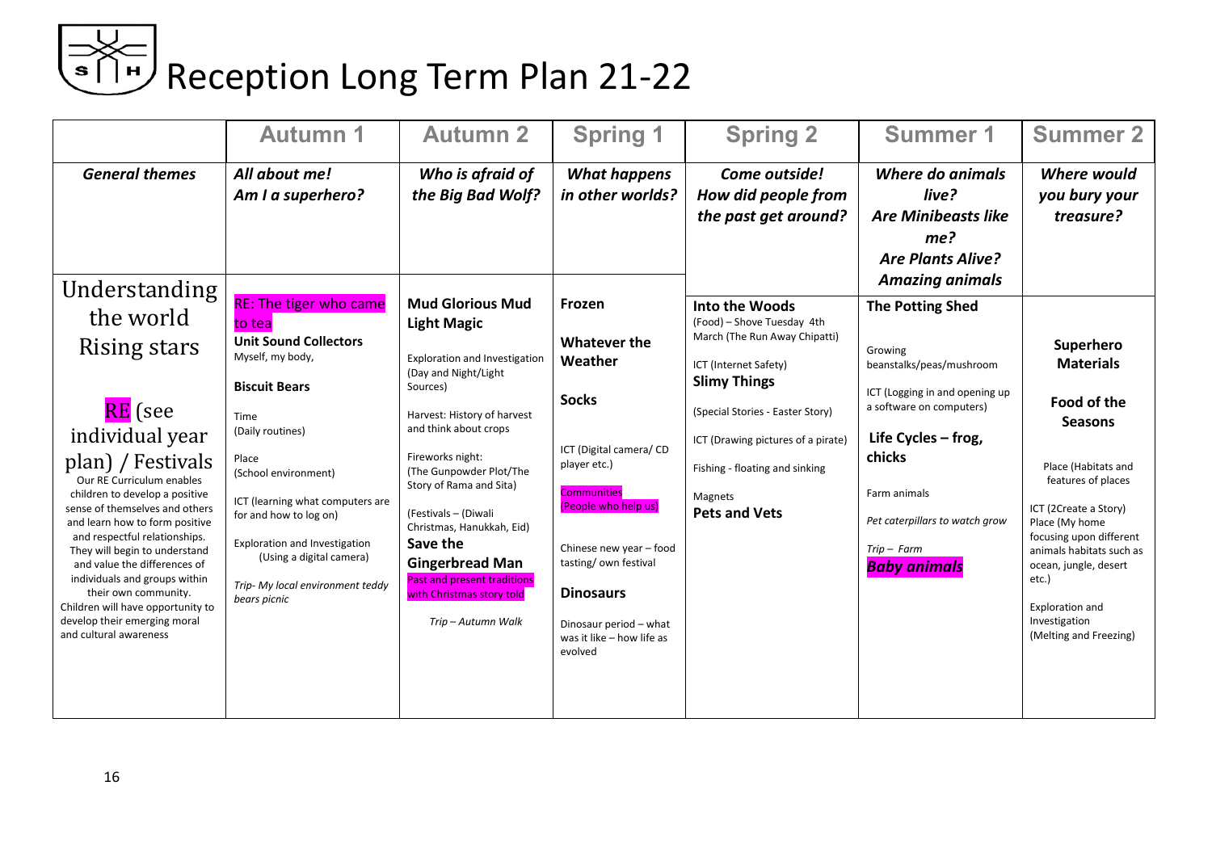# Reception Long Term Plan 21-22

| | Autumn 1 | Autumn 2 | Spring 1 | Spring 2 | Summer 1 | Summer 2 |
|---|---|---|---|---|---|---|
| ***General themes*** | ***All about me! Am I a superhero?*** | ***Who is afraid of the Big Bad Wolf?*** | ***What happens in other worlds?*** | ***Come outside! How did people from the past get around?*** | ***Where do animals live? Are Minibeasts like me? Are Plants Alive? Amazing animals*** | ***Where would you bury your treasure?*** |
| Understanding the world Rising stars<br><br>RE (see individual year plan) / Festivals<br>Our RE Curriculum enables children to develop a positive sense of themselves and others and learn how to form positive and respectful relationships. They will begin to understand and value the differences of individuals and groups within their own community. Children will have opportunity to develop their emerging moral and cultural awareness | RE: The tiger who came to tea<br>**Unit Sound Collectors**<br>Myself, my body,<br><br>**Biscuit Bears**<br><br>Time<br>(Daily routines)<br><br>Place<br>(School environment)<br><br>ICT (learning what computers are for and how to log on)<br><br>Exploration and Investigation<br>(Using a digital camera)<br><br>*Trip- My local environment teddy bears picnic* | **Mud Glorious Mud**<br>**Light Magic**<br><br>Exploration and Investigation (Day and Night/Light Sources)<br><br>Harvest: History of harvest and think about crops<br><br>Fireworks night:<br>(The Gunpowder Plot/The Story of Rama and Sita)<br><br>(Festivals – (Diwali Christmas, Hanukkah, Eid)<br>**Save the Gingerbread Man**<br>Past and present traditions with Christmas story told<br><br>*Trip – Autumn Walk* | **Frozen**<br><br>**Whatever the Weather**<br><br>**Socks**<br><br>ICT (Digital camera/ CD player etc.)<br><br>Communities (People who help us)<br><br>Chinese new year – food tasting/ own festival<br><br>**Dinosaurs**<br><br>Dinosaur period – what was it like – how life as evolved | **Into the Woods**<br>(Food) – Shove Tuesday 4th March (The Run Away Chipatti)<br><br>ICT (Internet Safety)<br>**Slimy Things**<br><br>(Special Stories - Easter Story)<br><br>ICT (Drawing pictures of a pirate)<br><br>Fishing - floating and sinking<br><br>Magnets<br>**Pets and Vets** | **The Potting Shed**<br><br>Growing beanstalks/peas/mushroom<br><br>ICT (Logging in and opening up a software on computers)<br><br>**Life Cycles – frog, chicks**<br><br>Farm animals<br><br>*Pet caterpillars to watch grow*<br><br>*Trip – Farm*<br>***Baby animals*** | **Superhero Materials**<br><br>**Food of the Seasons**<br><br>Place (Habitats and features of places<br><br>ICT (2Create a Story)<br>Place (My home focusing upon different animals habitats such as ocean, jungle, desert etc.)<br><br>Exploration and Investigation (Melting and Freezing) |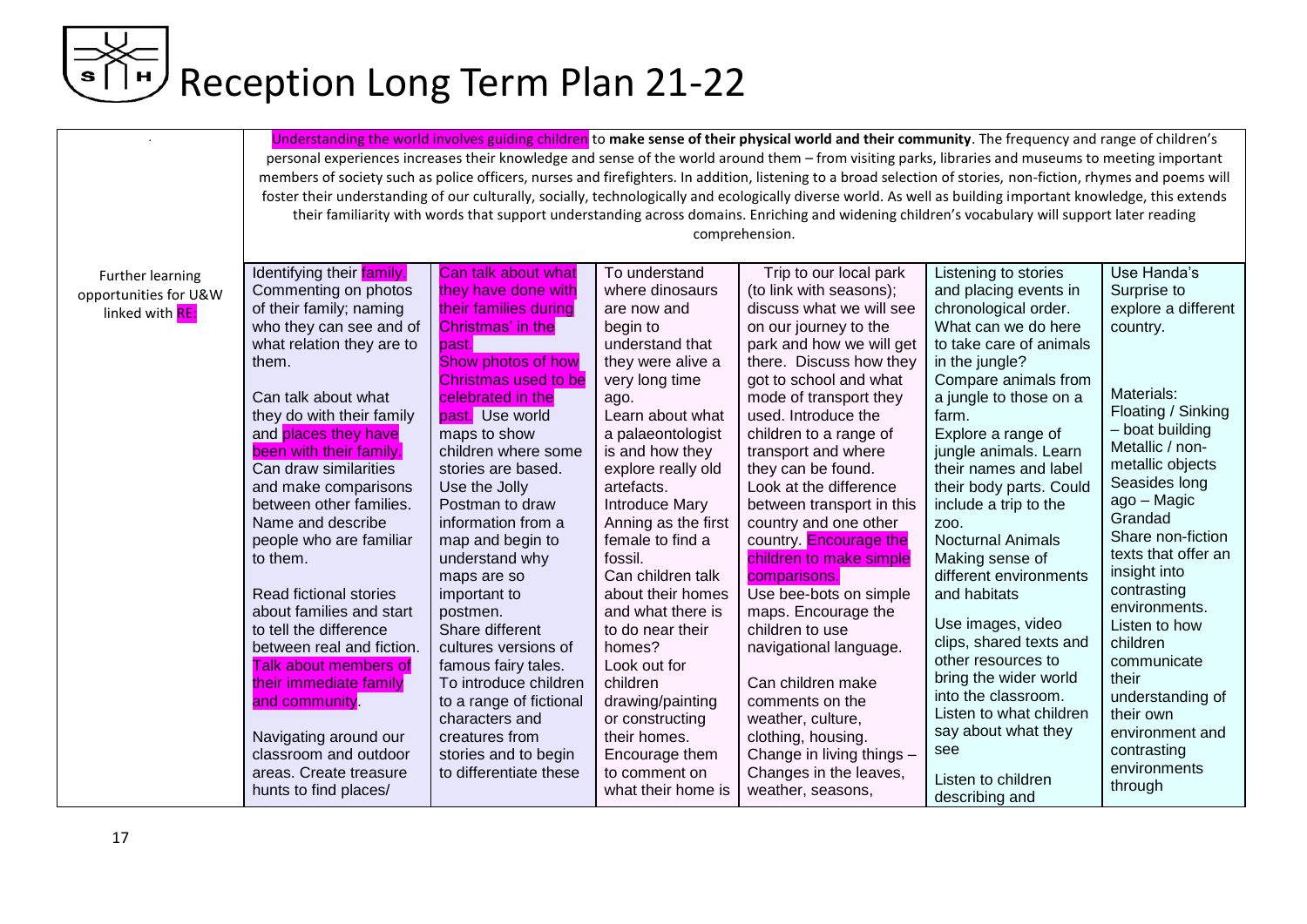# Reception Long Term Plan 21-22

| . | Understanding the world involves guiding children to **make sense of their physical world and their community**. The frequency and range of children's personal experiences increases their knowledge and sense of the world around them – from visiting parks, libraries and museums to meeting important members of society such as police officers, nurses and firefighters. In addition, listening to a broad selection of stories, non-fiction, rhymes and poems will foster their understanding of our culturally, socially, technologically and ecologically diverse world. As well as building important knowledge, this extends their familiarity with words that support understanding across domains. Enriching and widening children's vocabulary will support later reading comprehension. | | | | | |
|---|---|---|---|---|---|---|
| Further learning opportunities for U&W linked with RE: | Identifying their family. Commenting on photos of their family; naming who they can see and of what relation they are to them.<br><br>Can talk about what they do with their family and places they have been with their family. Can draw similarities and make comparisons between other families. Name and describe people who are familiar to them.<br><br>Read fictional stories about families and start to tell the difference between real and fiction. Talk about members of their immediate family and community.<br><br>Navigating around our classroom and outdoor areas. Create treasure hunts to find places/ | Can talk about what they have done with their families during Christmas' in the past. Show photos of how Christmas used to be celebrated in the past. Use world maps to show children where some stories are based. Use the Jolly Postman to draw information from a map and begin to understand why maps are so important to postmen. Share different cultures versions of famous fairy tales. To introduce children to a range of fictional characters and creatures from stories and to begin to differentiate these | To understand where dinosaurs are now and begin to understand that they were alive a very long time ago. Learn about what a palaeontologist is and how they explore really old artefacts. Introduce Mary Anning as the first female to find a fossil. Can children talk about their homes and what there is to do near their homes? Look out for children drawing/painting or constructing their homes. Encourage them to comment on what their home is | Trip to our local park (to link with seasons); discuss what we will see on our journey to the park and how we will get there. Discuss how they got to school and what mode of transport they used. Introduce the children to a range of transport and where they can be found. Look at the difference between transport in this country and one other country. Encourage the children to make simple comparisons. Use bee-bots on simple maps. Encourage the children to use navigational language.<br><br>Can children make comments on the weather, culture, clothing, housing. Change in living things – Changes in the leaves, weather, seasons, | Listening to stories and placing events in chronological order. What can we do here to take care of animals in the jungle? Compare animals from a jungle to those on a farm. Explore a range of jungle animals. Learn their names and label their body parts. Could include a trip to the zoo. Nocturnal Animals Making sense of different environments and habitats<br><br>Use images, video clips, shared texts and other resources to bring the wider world into the classroom. Listen to what children say about what they see<br><br>Listen to children describing and | Use Handa's Surprise to explore a different country.<br><br>Materials: Floating / Sinking – boat building Metallic / non-metallic objects Seasides long ago – Magic Grandad Share non-fiction texts that offer an insight into contrasting environments. Listen to how children communicate their understanding of their own environment and contrasting environments through |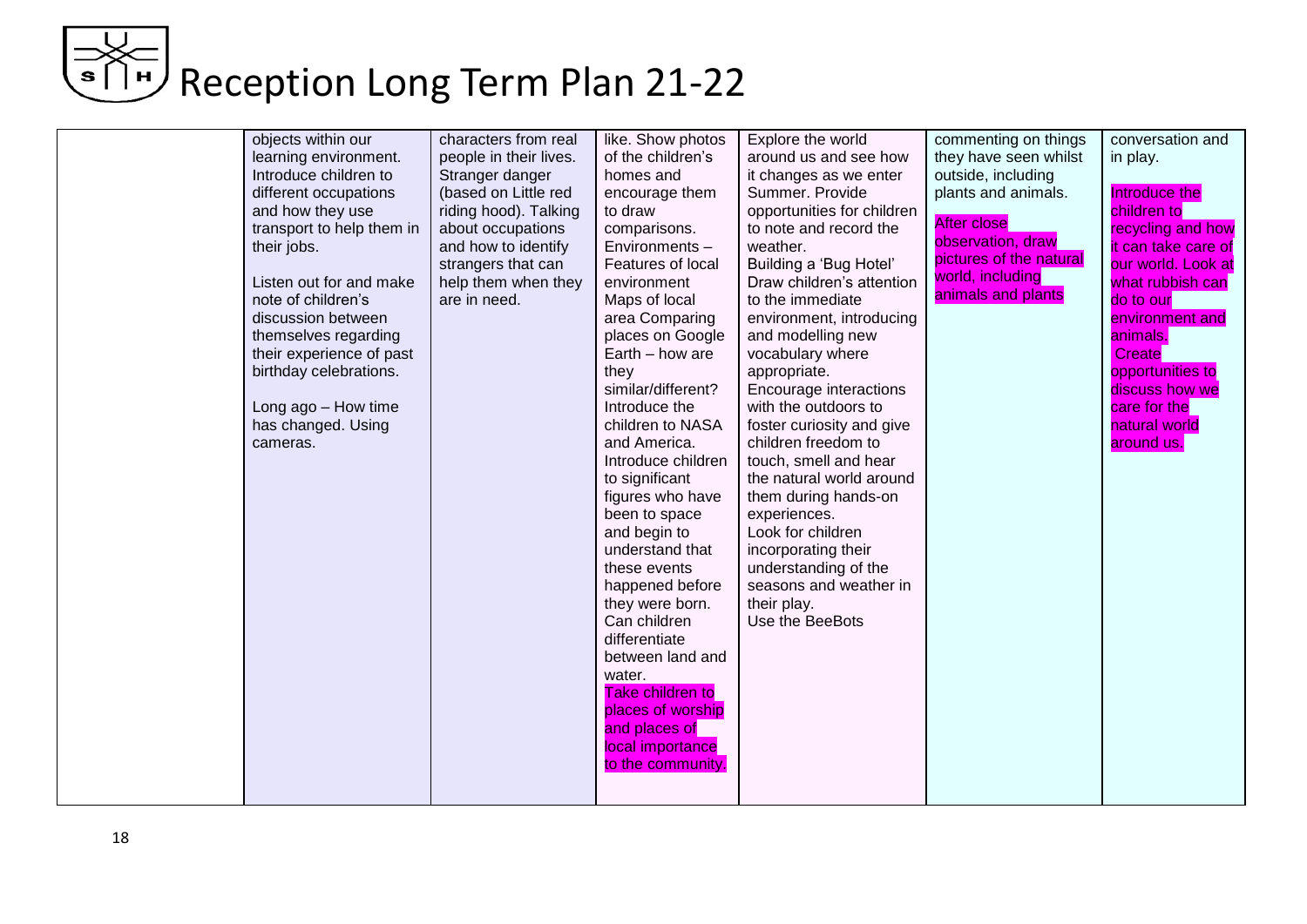# Reception Long Term Plan 21-22

| | | | | | | |
|---|---|---|---|---|---|---|
| | objects within our learning environment. Introduce children to different occupations and how they use transport to help them in their jobs.<br><br>Listen out for and make note of children's discussion between themselves regarding their experience of past birthday celebrations.<br><br>Long ago – How time has changed. Using cameras. | characters from real people in their lives. Stranger danger (based on Little red riding hood). Talking about occupations and how to identify strangers that can help them when they are in need. | like. Show photos of the children's homes and encourage them to draw comparisons. Environments – Features of local environment Maps of local area Comparing places on Google Earth – how are they similar/different? Introduce the children to NASA and America. Introduce children to significant figures who have been to space and begin to understand that these events happened before they were born. Can children differentiate between land and water. Take children to places of worship and places of local importance to the community. | Explore the world around us and see how it changes as we enter Summer. Provide opportunities for children to note and record the weather. Building a 'Bug Hotel' Draw children's attention to the immediate environment, introducing and modelling new vocabulary where appropriate. Encourage interactions with the outdoors to foster curiosity and give children freedom to touch, smell and hear the natural world around them during hands-on experiences. Look for children incorporating their understanding of the seasons and weather in their play. Use the BeeBots | commenting on things they have seen whilst outside, including plants and animals.<br><br>After close observation, draw pictures of the natural world, including animals and plants | conversation and in play.<br><br>Introduce the children to recycling and how it can take care of our world. Look at what rubbish can do to our environment and animals. Create opportunities to discuss how we care for the natural world around us. |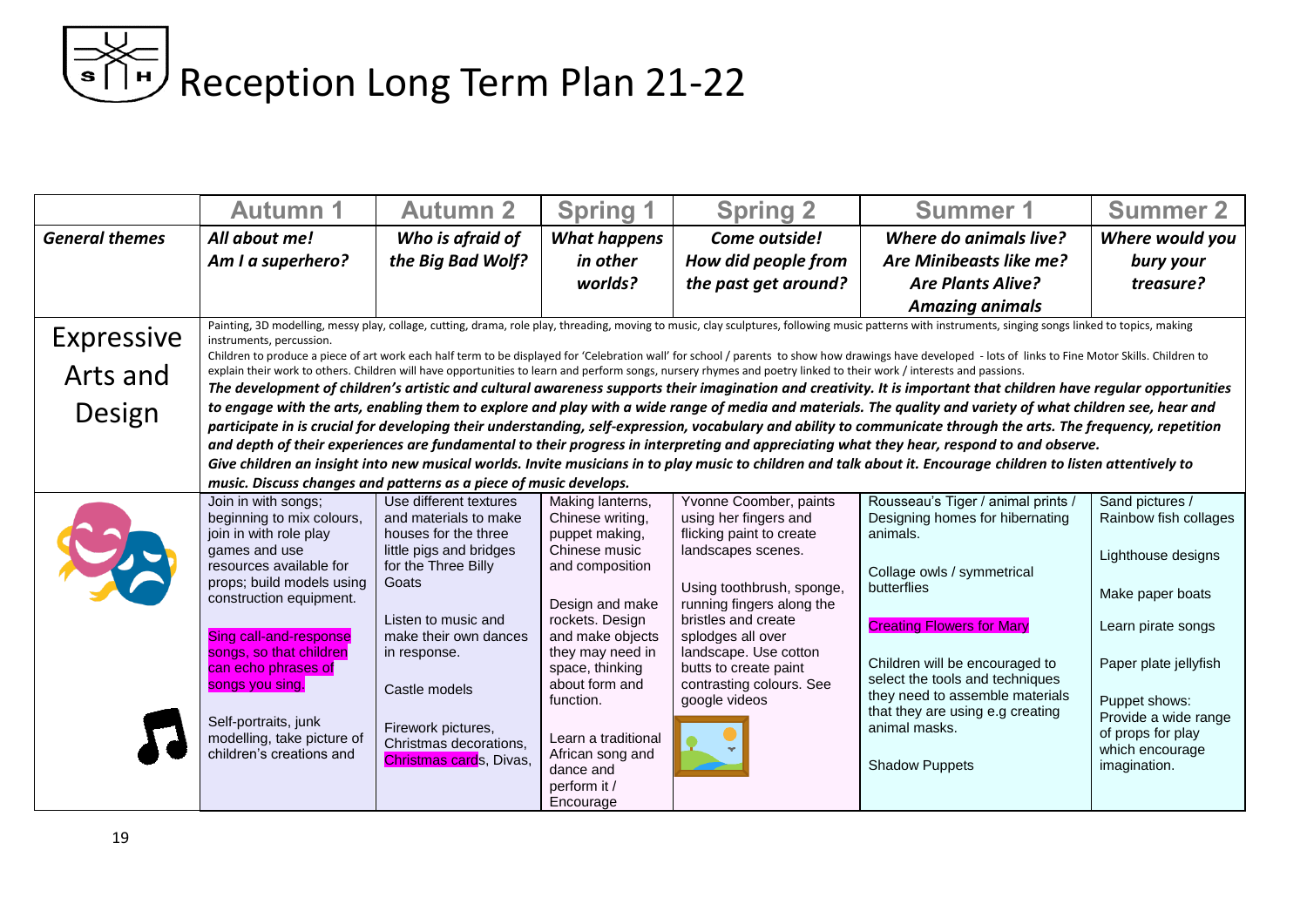# Reception Long Term Plan 21-22

| | Autumn 1 | Autumn 2 | Spring 1 | Spring 2 | Summer 1 | Summer 2 |
|---|---|---|---|---|---|---|
| ***General themes*** | ***All about me! Am I a superhero?*** | ***Who is afraid of the Big Bad Wolf?*** | ***What happens in other worlds?*** | ***Come outside! How did people from the past get around?*** | ***Where do animals live? Are Minibeasts like me? Are Plants Alive? Amazing animals*** | ***Where would you bury your treasure?*** |
| Expressive Arts and Design | Painting, 3D modelling, messy play, collage, cutting, drama, role play, threading, moving to music, clay sculptures, following music patterns with instruments, singing songs linked to topics, making instruments, percussion. Children to produce a piece of art work each half term to be displayed for 'Celebration wall' for school / parents to show how drawings have developed - lots of links to Fine Motor Skills. Children to explain their work to others. Children will have opportunities to learn and perform songs, nursery rhymes and poetry linked to their work / interests and passions. ***The development of children's artistic and cultural awareness supports their imagination and creativity. It is important that children have regular opportunities to engage with the arts, enabling them to explore and play with a wide range of media and materials. The quality and variety of what children see, hear and participate in is crucial for developing their understanding, self-expression, vocabulary and ability to communicate through the arts. The frequency, repetition and depth of their experiences are fundamental to their progress in interpreting and appreciating what they hear, respond to and observe. Give children an insight into new musical worlds. Invite musicians in to play music to children and talk about it. Encourage children to listen attentively to music. Discuss changes and patterns as a piece of music develops.*** | | | | | |
| | Join in with songs; beginning to mix colours, join in with role play games and use resources available for props; build models using construction equipment.<br><br>Sing call-and-response songs, so that children can echo phrases of songs you sing.<br><br>Self-portraits, junk modelling, take picture of children's creations and | Use different textures and materials to make houses for the three little pigs and bridges for the Three Billy Goats<br><br>Listen to music and make their own dances in response.<br><br>Castle models<br><br>Firework pictures, Christmas decorations, Christmas cards, Divas, | Making lanterns, Chinese writing, puppet making, Chinese music and composition<br><br>Design and make rockets. Design and make objects they may need in space, thinking about form and function.<br><br>Learn a traditional African song and dance and perform it / Encourage | Yvonne Coomber, paints using her fingers and flicking paint to create landscapes scenes.<br><br>Using toothbrush, sponge, running fingers along the bristles and create splodges all over landscape. Use cotton butts to create paint contrasting colours. See google videos | Rousseau's Tiger / animal prints / Designing homes for hibernating animals.<br><br>Collage owls / symmetrical butterflies<br><br>Creating Flowers for Mary<br><br>Children will be encouraged to select the tools and techniques they need to assemble materials that they are using e.g creating animal masks.<br><br>Shadow Puppets | Sand pictures / Rainbow fish collages<br><br>Lighthouse designs<br><br>Make paper boats<br><br>Learn pirate songs<br><br>Paper plate jellyfish<br><br>Puppet shows: Provide a wide range of props for play which encourage imagination. |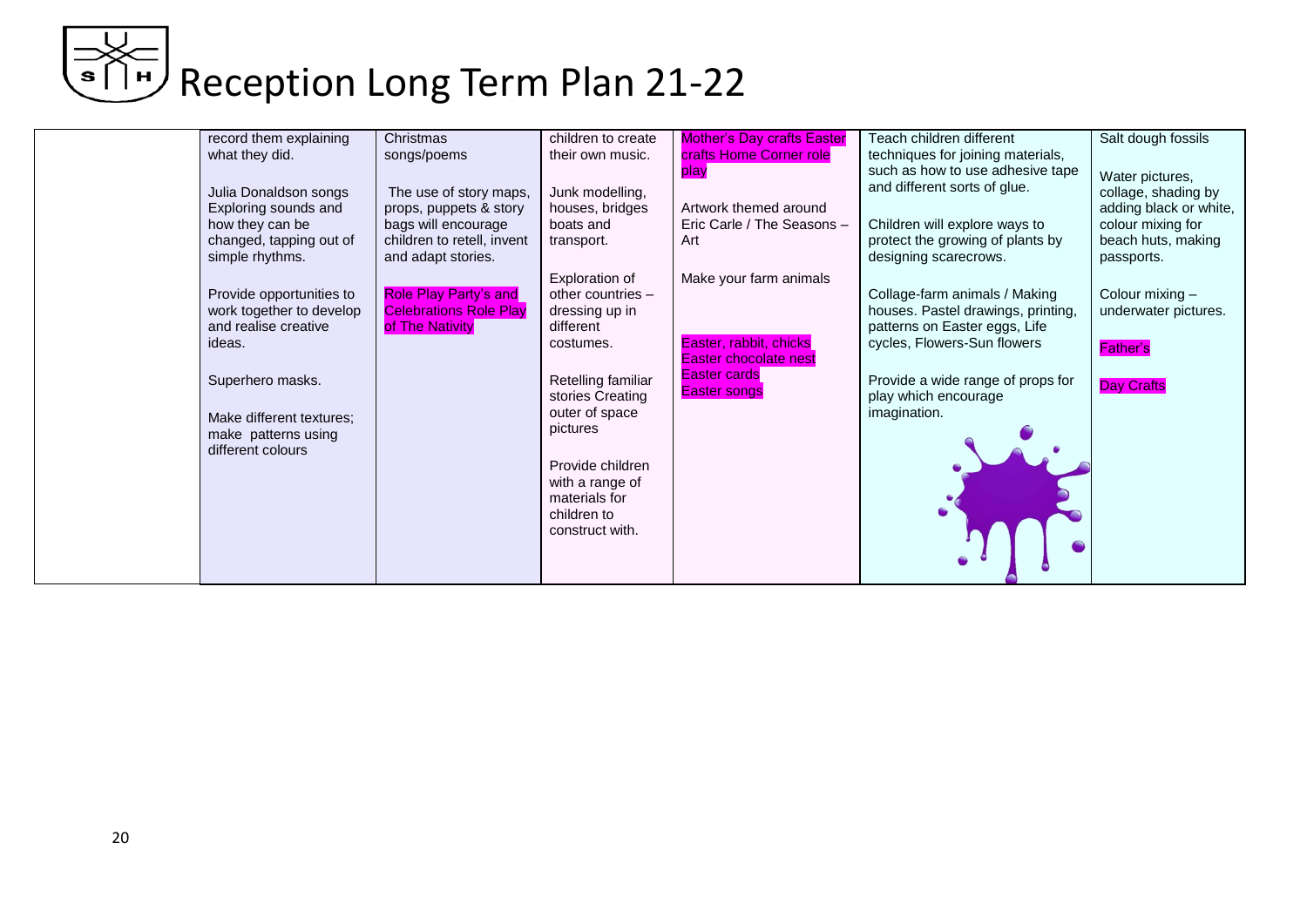# Reception Long Term Plan 21-22

| | | | | | | |
|---|---|---|---|---|---|---|
| | record them explaining what they did.<br><br>Julia Donaldson songs Exploring sounds and how they can be changed, tapping out of simple rhythms.<br><br>Provide opportunities to work together to develop and realise creative ideas.<br><br>Superhero masks.<br><br>Make different textures; make patterns using different colours | Christmas songs/poems<br><br>The use of story maps, props, puppets & story bags will encourage children to retell, invent and adapt stories.<br><br>Role Play Party's and Celebrations Role Play of The Nativity | children to create their own music.<br><br>Junk modelling, houses, bridges boats and transport.<br><br>Exploration of other countries – dressing up in different costumes.<br><br>Retelling familiar stories Creating outer of space pictures<br><br>Provide children with a range of materials for children to construct with. | Mother's Day crafts Easter crafts Home Corner role play<br><br>Artwork themed around Eric Carle / The Seasons – Art<br><br>Make your farm animals<br><br>Easter, rabbit, chicks Easter chocolate nest Easter cards Easter songs | Teach children different techniques for joining materials, such as how to use adhesive tape and different sorts of glue.<br><br>Children will explore ways to protect the growing of plants by designing scarecrows.<br><br>Collage-farm animals / Making houses. Pastel drawings, printing, patterns on Easter eggs, Life cycles, Flowers-Sun flowers<br><br>Provide a wide range of props for play which encourage imagination. | Salt dough fossils<br><br>Water pictures, collage, shading by adding black or white, colour mixing for beach huts, making passports.<br><br>Colour mixing – underwater pictures.<br><br>Father's<br><br>Day Crafts |